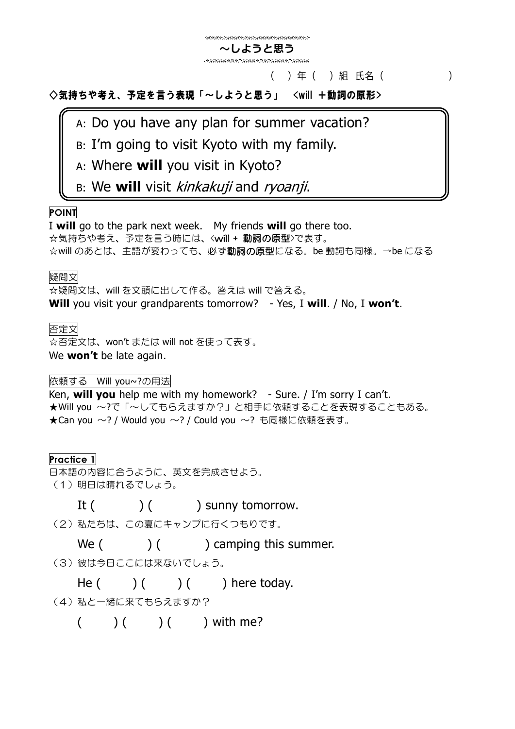# ～しようと思う

（　）年（　）組 氏名（　　　　　　）

### ◇気持ちや考え、予定を言う表現「～しようと思う」　<will ＋動詞の原形>

A: Do you have any plan for summer vacation?

B: I'm going to visit Kyoto with my family.

A: Where **will** you visit in Kyoto?

B: We **will** visit *kinkakuji* and *ryoanji*.

**POINT**

I **will** go to the park next week.　My friends **will** go there too.

☆気持ちや考え、予定を言う時には、<will + **動詞の原型**>で表す。

☆will のあとは、主語が変わっても、必ず**動詞の原型**になる。be 動詞も同様。→be になる

**疑問文**

☆疑問文は、will を文頭に出して作る。答えは will で答える。

**Will** you visit your grandparents tomorrow?　- Yes, I **will**. / No, I **won't**.

**否定文**

☆否定文は、won't または will not を使って表す。

We **won't** be late again.

**依頼する　Will you~?の用法**

Ken, **will you** help me with my homework?　- Sure. / I'm sorry I can't.

★Will you ～?で「～してもらえますか？」と相手に依頼することを表現することもある。

★Can you ～? / Would you ～? / Could you ～? も同様に依頼を表す。

**Practice 1**

日本語の内容に合うように、英文を完成させよう。

（1）明日は晴れるでしょう。

　It (　　　) (　　　) sunny tomorrow.

（2）私たちは、この夏にキャンプに行くつもりです。

　We (　　　) (　　　) camping this summer.

（3）彼は今日ここには来ないでしょう。

　He (　　) (　　) (　　) here today.

（4）私と一緒に来てもらえますか？

　(　　) (　　) (　　) with me?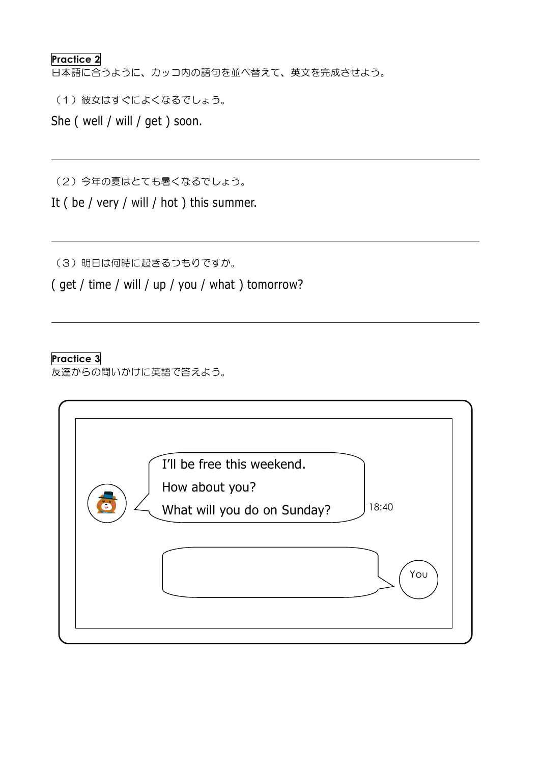**Practice 2**

日本語に合うように、カッコ内の語句を並べ替えて、英文を完成させよう。

（1）彼女はすぐによくなるでしょう。

She ( well / will / get ) soon.

---

（2）今年の夏はとても暑くなるでしょう。

It ( be / very / will / hot ) this summer.

---

（3）明日は何時に起きるつもりですか。

( get / time / will / up / you / what ) tomorrow?

---

**Practice 3**

友達からの問いかけに英語で答えよう。

I'll be free this weekend.

How about you?

What will you do on Sunday?

18:40

You